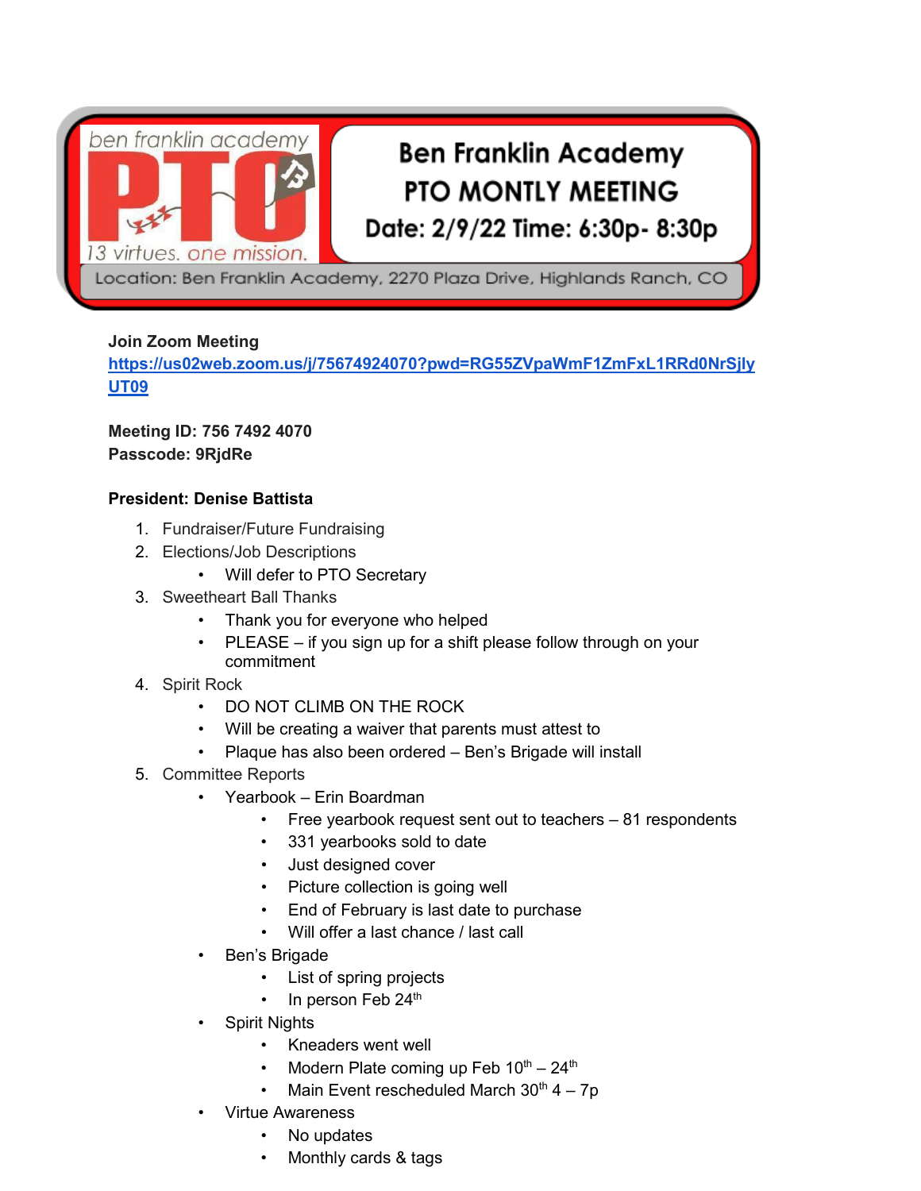ben franklin academy **PTO** 13 virtues. one mission.

# Ben Franklin Academy PTO MONTLY MEETING

**Date: 2/9/22 Time: 6:30p- 8:30p**

Location: Ben Franklin Academy, 2270 Plaza Drive, Highlands Ranch, CO

**Join Zoom Meeting**
**https://us02web.zoom.us/j/75674924070?pwd=RG55ZVpaWmF1ZmFxL1RRd0NrSjlyUT09**

**Meeting ID: 756 7492 4070**
**Passcode: 9RjdRe**

**President: Denise Battista**

1. Fundraiser/Future Fundraising
2. Elections/Job Descriptions
   - Will defer to PTO Secretary
3. Sweetheart Ball Thanks
   - Thank you for everyone who helped
   - PLEASE – if you sign up for a shift please follow through on your commitment
4. Spirit Rock
   - DO NOT CLIMB ON THE ROCK
   - Will be creating a waiver that parents must attest to
   - Plaque has also been ordered – Ben's Brigade will install
5. Committee Reports
   - Yearbook – Erin Boardman
     - Free yearbook request sent out to teachers – 81 respondents
     - 331 yearbooks sold to date
     - Just designed cover
     - Picture collection is going well
     - End of February is last date to purchase
     - Will offer a last chance / last call
   - Ben's Brigade
     - List of spring projects
     - In person Feb 24th
   - Spirit Nights
     - Kneaders went well
     - Modern Plate coming up Feb 10th – 24th
     - Main Event rescheduled March 30th 4 – 7p
   - Virtue Awareness
     - No updates
     - Monthly cards & tags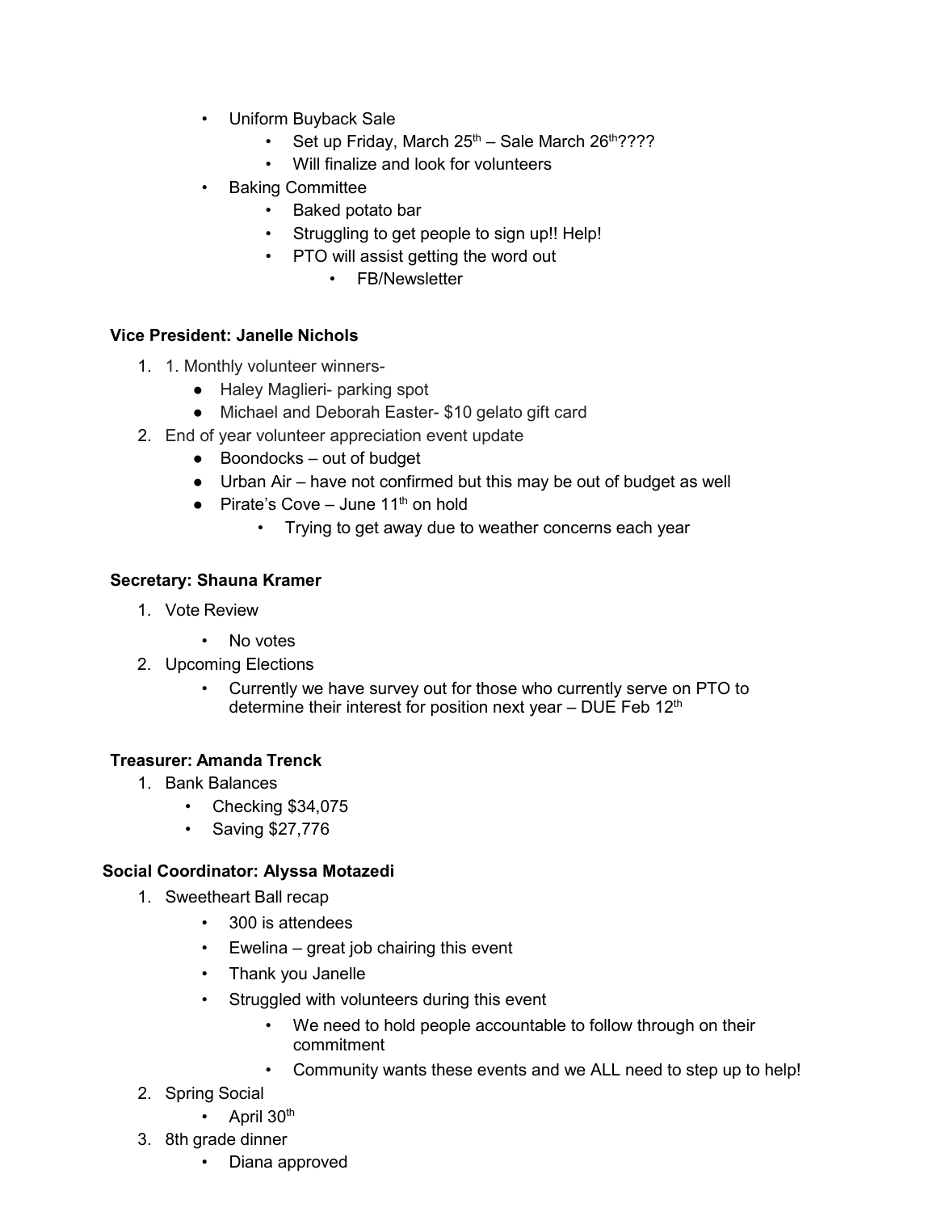- Uniform Buyback Sale
  - Set up Friday, March 25th – Sale March 26th????
  - Will finalize and look for volunteers
- Baking Committee
  - Baked potato bar
  - Struggling to get people to sign up!! Help!
  - PTO will assist getting the word out
    - FB/Newsletter

**Vice President: Janelle Nichols**

1. 1. Monthly volunteer winners-
   - Haley Maglieri- parking spot
   - Michael and Deborah Easter- $10 gelato gift card
2. End of year volunteer appreciation event update
   - Boondocks – out of budget
   - Urban Air – have not confirmed but this may be out of budget as well
   - Pirate's Cove – June 11th on hold
     - Trying to get away due to weather concerns each year

**Secretary: Shauna Kramer**

1. Vote Review
   - No votes
2. Upcoming Elections
   - Currently we have survey out for those who currently serve on PTO to determine their interest for position next year – DUE Feb 12th

**Treasurer: Amanda Trenck**

1. Bank Balances
   - Checking $34,075
   - Saving $27,776

**Social Coordinator: Alyssa Motazedi**

1. Sweetheart Ball recap
   - 300 is attendees
   - Ewelina – great job chairing this event
   - Thank you Janelle
   - Struggled with volunteers during this event
     - We need to hold people accountable to follow through on their commitment
     - Community wants these events and we ALL need to step up to help!
2. Spring Social
   - April 30th
3. 8th grade dinner
   - Diana approved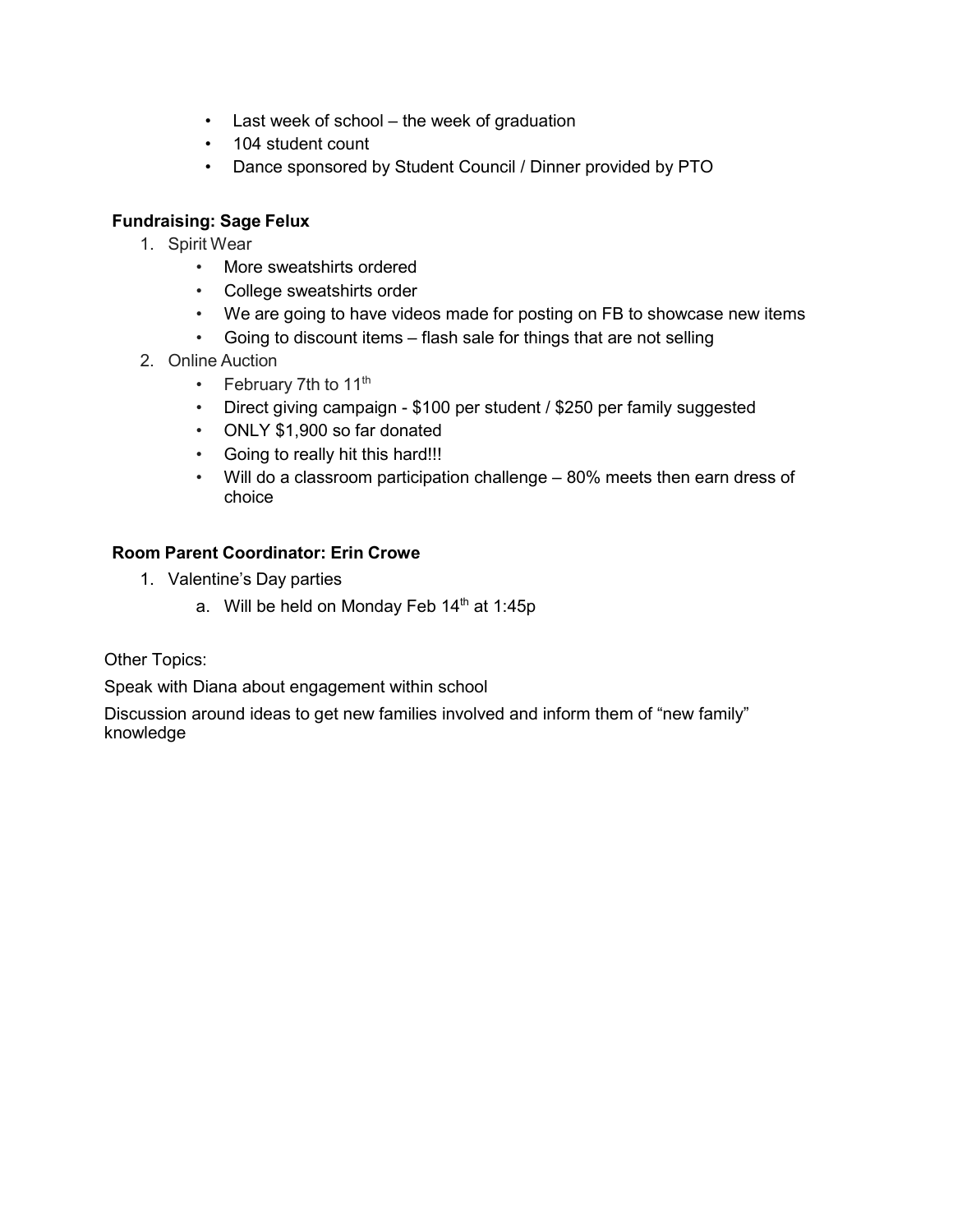- Last week of school – the week of graduation
- 104 student count
- Dance sponsored by Student Council / Dinner provided by PTO

**Fundraising: Sage Felux**

1. Spirit Wear
   - More sweatshirts ordered
   - College sweatshirts order
   - We are going to have videos made for posting on FB to showcase new items
   - Going to discount items – flash sale for things that are not selling
2. Online Auction
   - February 7th to 11th
   - Direct giving campaign - $100 per student / $250 per family suggested
   - ONLY $1,900 so far donated
   - Going to really hit this hard!!!
   - Will do a classroom participation challenge – 80% meets then earn dress of choice

**Room Parent Coordinator: Erin Crowe**

1. Valentine's Day parties
   a. Will be held on Monday Feb 14th at 1:45p

Other Topics:

Speak with Diana about engagement within school

Discussion around ideas to get new families involved and inform them of "new family" knowledge